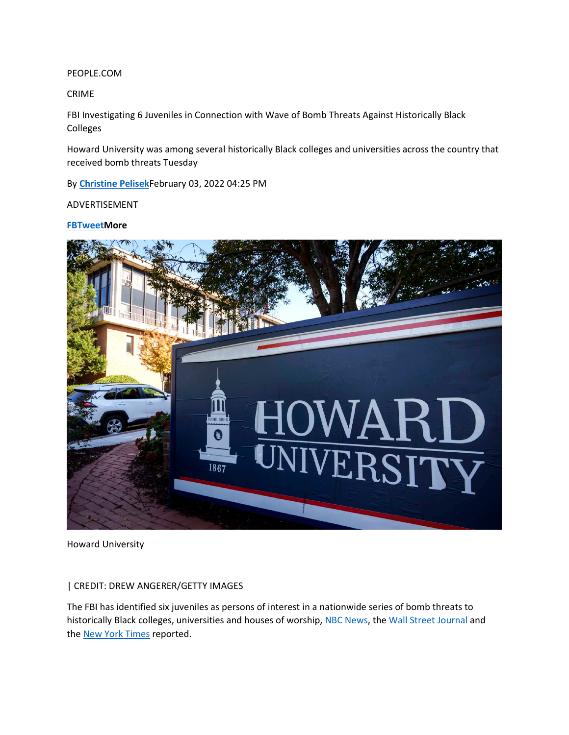PEOPLE.COM

CRIME

# FBI Investigating 6 Juveniles in Connection with Wave of Bomb Threats Against Historically Black Colleges

Howard University was among several historically Black colleges and universities across the country that received bomb threats Tuesday

By **Christine Pelisek**February 03, 2022 04:25 PM

ADVERTISEMENT

**FBTweetMore**

Howard University

| CREDIT: DREW ANGERER/GETTY IMAGES

The FBI has identified six juveniles as persons of interest in a nationwide series of bomb threats to historically Black colleges, universities and houses of worship, NBC News, the Wall Street Journal and the New York Times reported.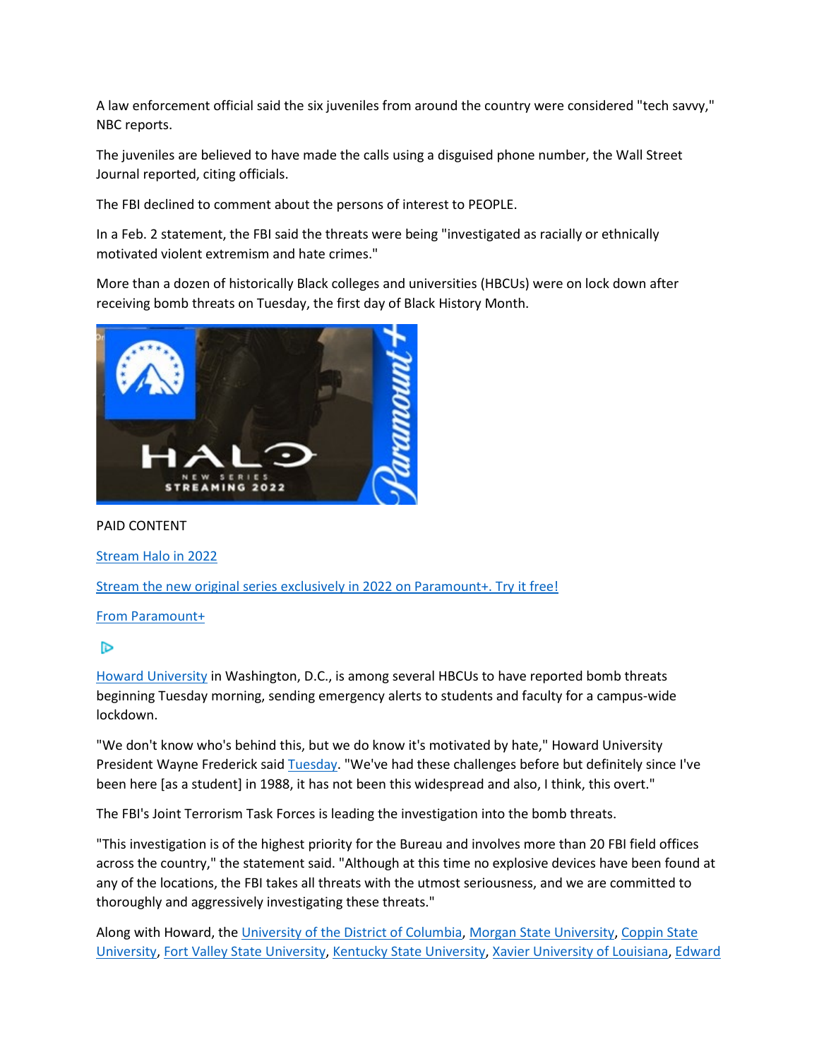A law enforcement official said the six juveniles from around the country were considered "tech savvy," NBC reports.

The juveniles are believed to have made the calls using a disguised phone number, the Wall Street Journal reported, citing officials.

The FBI declined to comment about the persons of interest to PEOPLE.

In a Feb. 2 statement, the FBI said the threats were being "investigated as racially or ethnically motivated violent extremism and hate crimes."

More than a dozen of historically Black colleges and universities (HBCUs) were on lock down after receiving bomb threats on Tuesday, the first day of Black History Month.

PAID CONTENT

Stream Halo in 2022

Stream the new original series exclusively in 2022 on Paramount+. Try it free!

From Paramount+

Howard University in Washington, D.C., is among several HBCUs to have reported bomb threats beginning Tuesday morning, sending emergency alerts to students and faculty for a campus-wide lockdown.

"We don't know who's behind this, but we do know it's motivated by hate," Howard University President Wayne Frederick said Tuesday. "We've had these challenges before but definitely since I've been here [as a student] in 1988, it has not been this widespread and also, I think, this overt."

The FBI's Joint Terrorism Task Forces is leading the investigation into the bomb threats.

"This investigation is of the highest priority for the Bureau and involves more than 20 FBI field offices across the country," the statement said. "Although at this time no explosive devices have been found at any of the locations, the FBI takes all threats with the utmost seriousness, and we are committed to thoroughly and aggressively investigating these threats."

Along with Howard, the University of the District of Columbia, Morgan State University, Coppin State University, Fort Valley State University, Kentucky State University, Xavier University of Louisiana, Edward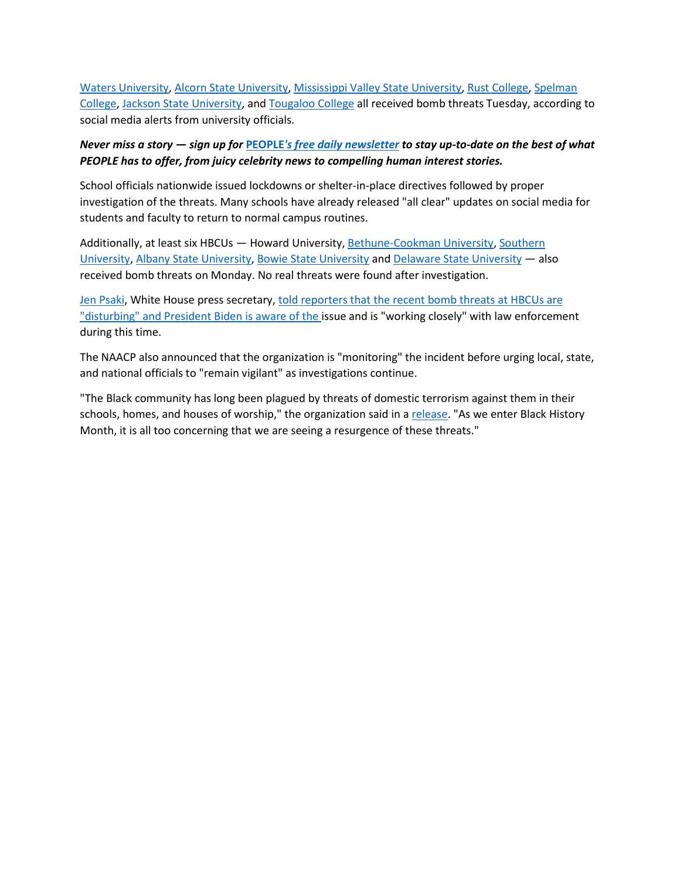Waters University, Alcorn State University, Mississippi Valley State University, Rust College, Spelman College, Jackson State University, and Tougaloo College all received bomb threats Tuesday, according to social media alerts from university officials.

***Never miss a story — sign up for PEOPLE's free daily newsletter to stay up-to-date on the best of what PEOPLE has to offer, from juicy celebrity news to compelling human interest stories.***

School officials nationwide issued lockdowns or shelter-in-place directives followed by proper investigation of the threats. Many schools have already released "all clear" updates on social media for students and faculty to return to normal campus routines.

Additionally, at least six HBCUs — Howard University, Bethune-Cookman University, Southern University, Albany State University, Bowie State University and Delaware State University — also received bomb threats on Monday. No real threats were found after investigation.

Jen Psaki, White House press secretary, told reporters that the recent bomb threats at HBCUs are "disturbing" and President Biden is aware of the issue and is "working closely" with law enforcement during this time.

The NAACP also announced that the organization is "monitoring" the incident before urging local, state, and national officials to "remain vigilant" as investigations continue.

"The Black community has long been plagued by threats of domestic terrorism against them in their schools, homes, and houses of worship," the organization said in a release. "As we enter Black History Month, it is all too concerning that we are seeing a resurgence of these threats."